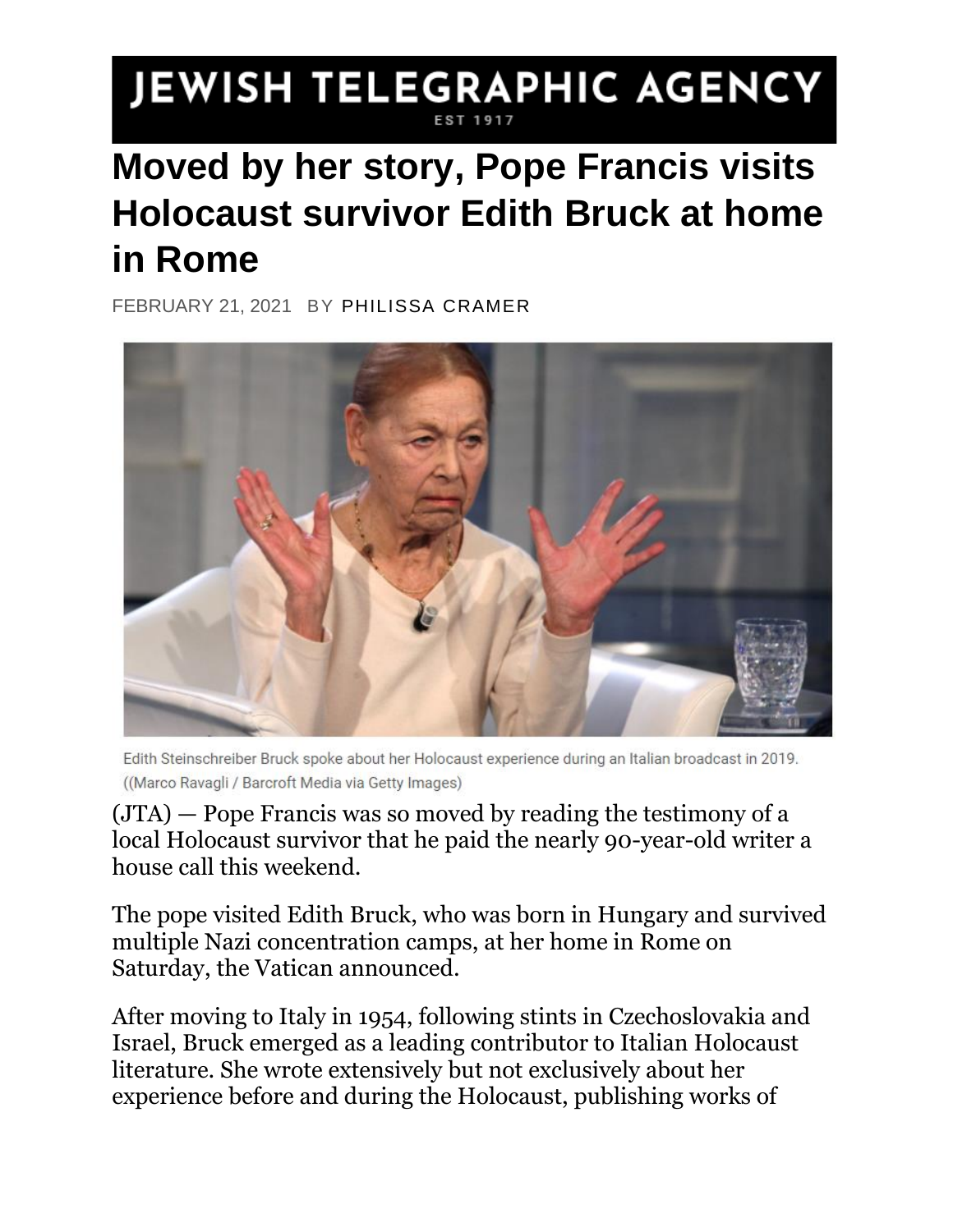# JEWISH TELEGRAPHIC AGENCY

EST 1917

# Moved by her story, Pope Francis visits Holocaust survivor Edith Bruck at home in Rome

FEBRUARY 21, 2021 BY PHILISSA CRAMER

Edith Steinschreiber Bruck spoke about her Holocaust experience during an Italian broadcast in 2019. ((Marco Ravagli / Barcroft Media via Getty Images)

(JTA) — Pope Francis was so moved by reading the testimony of a local Holocaust survivor that he paid the nearly 90-year-old writer a house call this weekend.

The pope visited Edith Bruck, who was born in Hungary and survived multiple Nazi concentration camps, at her home in Rome on Saturday, the Vatican announced.

After moving to Italy in 1954, following stints in Czechoslovakia and Israel, Bruck emerged as a leading contributor to Italian Holocaust literature. She wrote extensively but not exclusively about her experience before and during the Holocaust, publishing works of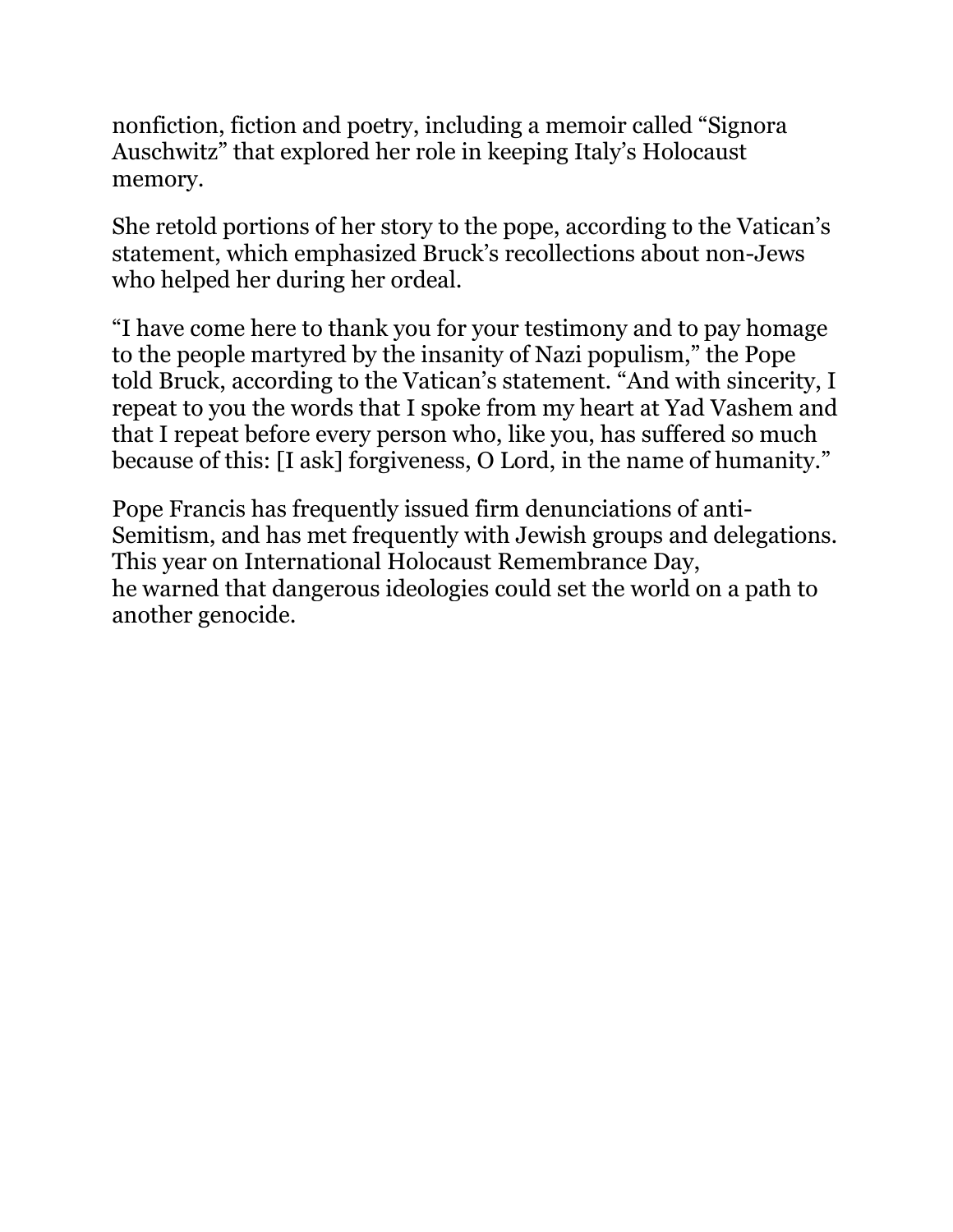nonfiction, fiction and poetry, including a memoir called "Signora Auschwitz" that explored her role in keeping Italy's Holocaust memory.

She retold portions of her story to the pope, according to the Vatican's statement, which emphasized Bruck's recollections about non-Jews who helped her during her ordeal.

"I have come here to thank you for your testimony and to pay homage to the people martyred by the insanity of Nazi populism," the Pope told Bruck, according to the Vatican's statement. "And with sincerity, I repeat to you the words that I spoke from my heart at Yad Vashem and that I repeat before every person who, like you, has suffered so much because of this: [I ask] forgiveness, O Lord, in the name of humanity."

Pope Francis has frequently issued firm denunciations of anti-Semitism, and has met frequently with Jewish groups and delegations. This year on International Holocaust Remembrance Day, he warned that dangerous ideologies could set the world on a path to another genocide.